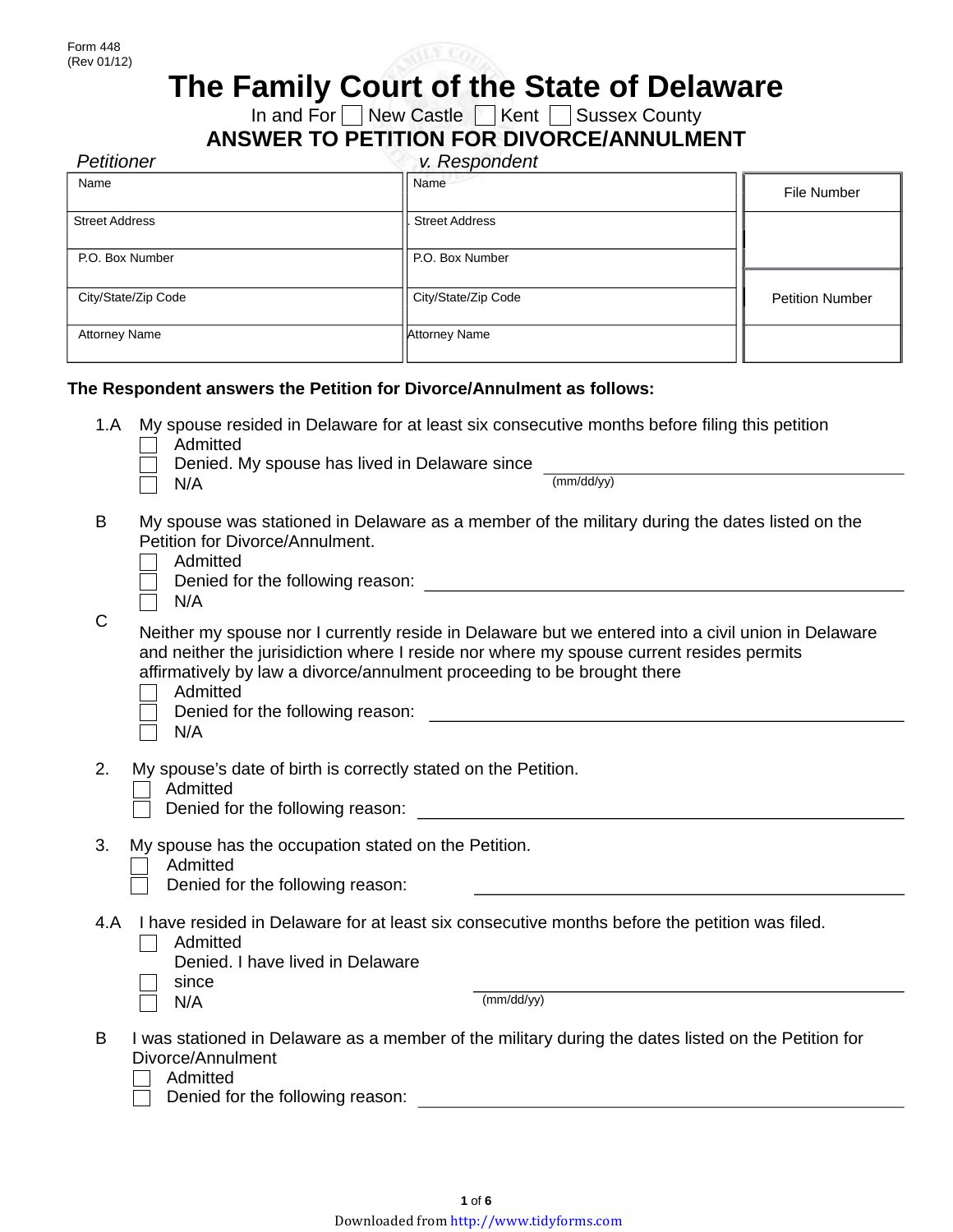Form 448
(Rev 01/12)

# The Family Court of the State of Delaware

In and For ☐ New Castle ☐ Kent ☐ Sussex County

## ANSWER TO PETITION FOR DIVORCE/ANNULMENT

| *Petitioner* | *v. Respondent* | |
|---|---|---|
| Name | Name | File Number |
| Street Address | Street Address | |
| P.O. Box Number | P.O. Box Number | Petition Number |
| City/State/Zip Code | City/State/Zip Code | |
| Attorney Name | Attorney Name | |

**The Respondent answers the Petition for Divorce/Annulment as follows:**

1.A My spouse resided in Delaware for at least six consecutive months before filing this petition
- ☐ Admitted
- ☐ Denied. My spouse has lived in Delaware since ______________________ (mm/dd/yy)
- ☐ N/A

B My spouse was stationed in Delaware as a member of the military during the dates listed on the Petition for Divorce/Annulment.
- ☐ Admitted
- ☐ Denied for the following reason: ______________________
- ☐ N/A

C Neither my spouse nor I currently reside in Delaware but we entered into a civil union in Delaware and neither the jurisidiction where I reside nor where my spouse current resides permits affirmatively by law a divorce/annulment proceeding to be brought there
- ☐ Admitted
- ☐ Denied for the following reason: ______________________
- ☐ N/A

2. My spouse's date of birth is correctly stated on the Petition.
- ☐ Admitted
- ☐ Denied for the following reason: ______________________

3. My spouse has the occupation stated on the Petition.
- ☐ Admitted
- ☐ Denied for the following reason: ______________________

4.A I have resided in Delaware for at least six consecutive months before the petition was filed.
- ☐ Admitted
- ☐ Denied. I have lived in Delaware since ______________________ (mm/dd/yy)
- ☐ N/A

B I was stationed in Delaware as a member of the military during the dates listed on the Petition for Divorce/Annulment
- ☐ Admitted
- ☐ Denied for the following reason: ______________________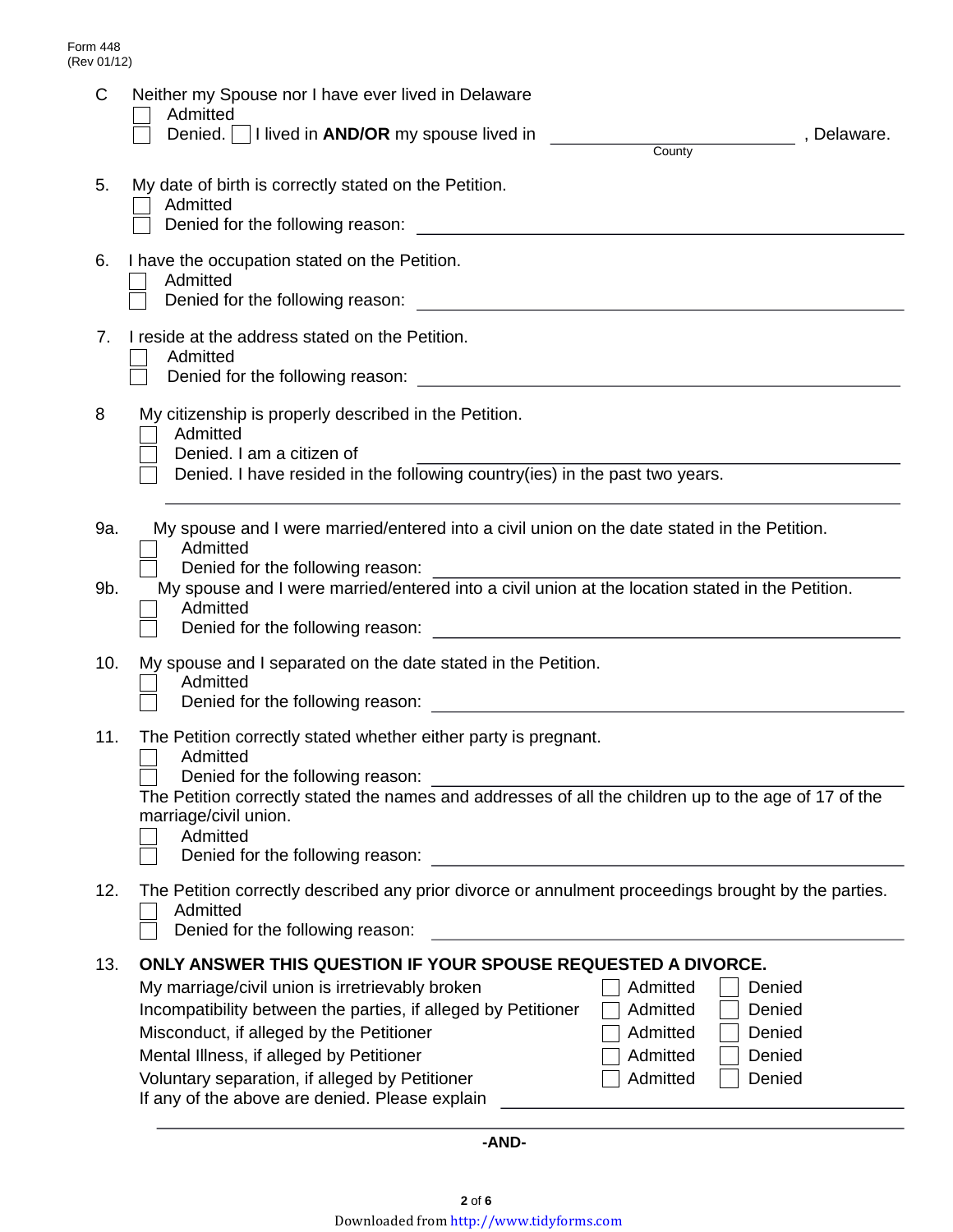Form 448
(Rev 01/12)

C Neither my Spouse nor I have ever lived in Delaware

- ☐ Admitted
- ☐ Denied. ☐ I lived in **AND/OR** my spouse lived in ________________________ , Delaware.
  County

5. My date of birth is correctly stated on the Petition.
   - ☐ Admitted
   - ☐ Denied for the following reason: ________________________________________

6. I have the occupation stated on the Petition.
   - ☐ Admitted
   - ☐ Denied for the following reason: ________________________________________

7. I reside at the address stated on the Petition.
   - ☐ Admitted
   - ☐ Denied for the following reason: ________________________________________

8. My citizenship is properly described in the Petition.
   - ☐ Admitted
   - ☐ Denied. I am a citizen of ________________________________________
   - ☐ Denied. I have resided in the following country(ies) in the past two years.

   ________________________________________________________________

9a. My spouse and I were married/entered into a civil union on the date stated in the Petition.
   - ☐ Admitted
   - ☐ Denied for the following reason: ________________________________________

9b. My spouse and I were married/entered into a civil union at the location stated in the Petition.
   - ☐ Admitted
   - ☐ Denied for the following reason: ________________________________________

10. My spouse and I separated on the date stated in the Petition.
    - ☐ Admitted
    - ☐ Denied for the following reason: ________________________________________

11. The Petition correctly stated whether either party is pregnant.
    - ☐ Admitted
    - ☐ Denied for the following reason: ________________________________________

    The Petition correctly stated the names and addresses of all the children up to the age of 17 of the marriage/civil union.
    - ☐ Admitted
    - ☐ Denied for the following reason: ________________________________________

12. The Petition correctly described any prior divorce or annulment proceedings brought by the parties.
    - ☐ Admitted
    - ☐ Denied for the following reason: ________________________________________

13. **ONLY ANSWER THIS QUESTION IF YOUR SPOUSE REQUESTED A DIVORCE.**

| | | |
|---|---|---|
| My marriage/civil union is irretrievably broken | ☐ Admitted | ☐ Denied |
| Incompatibility between the parties, if alleged by Petitioner | ☐ Admitted | ☐ Denied |
| Misconduct, if alleged by the Petitioner | ☐ Admitted | ☐ Denied |
| Mental Illness, if alleged by Petitioner | ☐ Admitted | ☐ Denied |
| Voluntary separation, if alleged by Petitioner | ☐ Admitted | ☐ Denied |

If any of the above are denied. Please explain ________________________________________

________________________________________________________________

**-AND-**

Downloaded from http://www.tidyforms.com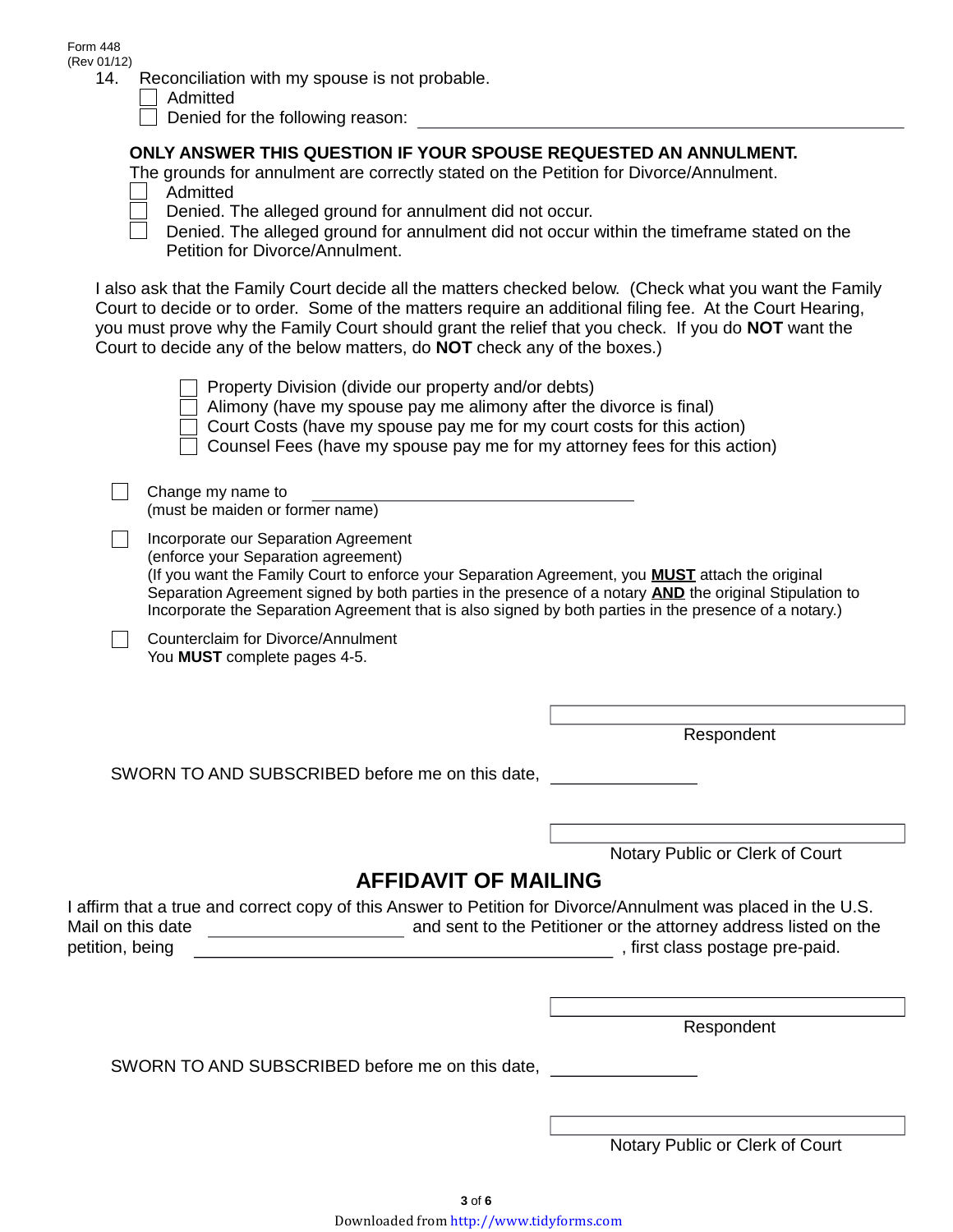14. Reconciliation with my spouse is not probable.
   - ☐ Admitted
   - ☐ Denied for the following reason: ______________________________________________

**ONLY ANSWER THIS QUESTION IF YOUR SPOUSE REQUESTED AN ANNULMENT.**
The grounds for annulment are correctly stated on the Petition for Divorce/Annulment.

- ☐ Admitted
- ☐ Denied. The alleged ground for annulment did not occur.
- ☐ Denied. The alleged ground for annulment did not occur within the timeframe stated on the Petition for Divorce/Annulment.

I also ask that the Family Court decide all the matters checked below. (Check what you want the Family Court to decide or to order. Some of the matters require an additional filing fee. At the Court Hearing, you must prove why the Family Court should grant the relief that you check. If you do **NOT** want the Court to decide any of the below matters, do **NOT** check any of the boxes.)

- ☐ Property Division (divide our property and/or debts)
- ☐ Alimony (have my spouse pay me alimony after the divorce is final)
- ☐ Court Costs (have my spouse pay me for my court costs for this action)
- ☐ Counsel Fees (have my spouse pay me for my attorney fees for this action)

☐ Change my name to ______________________________
(must be maiden or former name)

☐ Incorporate our Separation Agreement
(enforce your Separation agreement)
(If you want the Family Court to enforce your Separation Agreement, you **MUST** attach the original Separation Agreement signed by both parties in the presence of a notary **AND** the original Stipulation to Incorporate the Separation Agreement that is also signed by both parties in the presence of a notary.)

☐ Counterclaim for Divorce/Annulment
You **MUST** complete pages 4-5.

______________________________
Respondent

SWORN TO AND SUBSCRIBED before me on this date, ______________

______________________________
Notary Public or Clerk of Court

## AFFIDAVIT OF MAILING

I affirm that a true and correct copy of this Answer to Petition for Divorce/Annulment was placed in the U.S. Mail on this date ________________ and sent to the Petitioner or the attorney address listed on the petition, being ________________________________________ , first class postage pre-paid.

______________________________
Respondent

SWORN TO AND SUBSCRIBED before me on this date, ______________

______________________________
Notary Public or Clerk of Court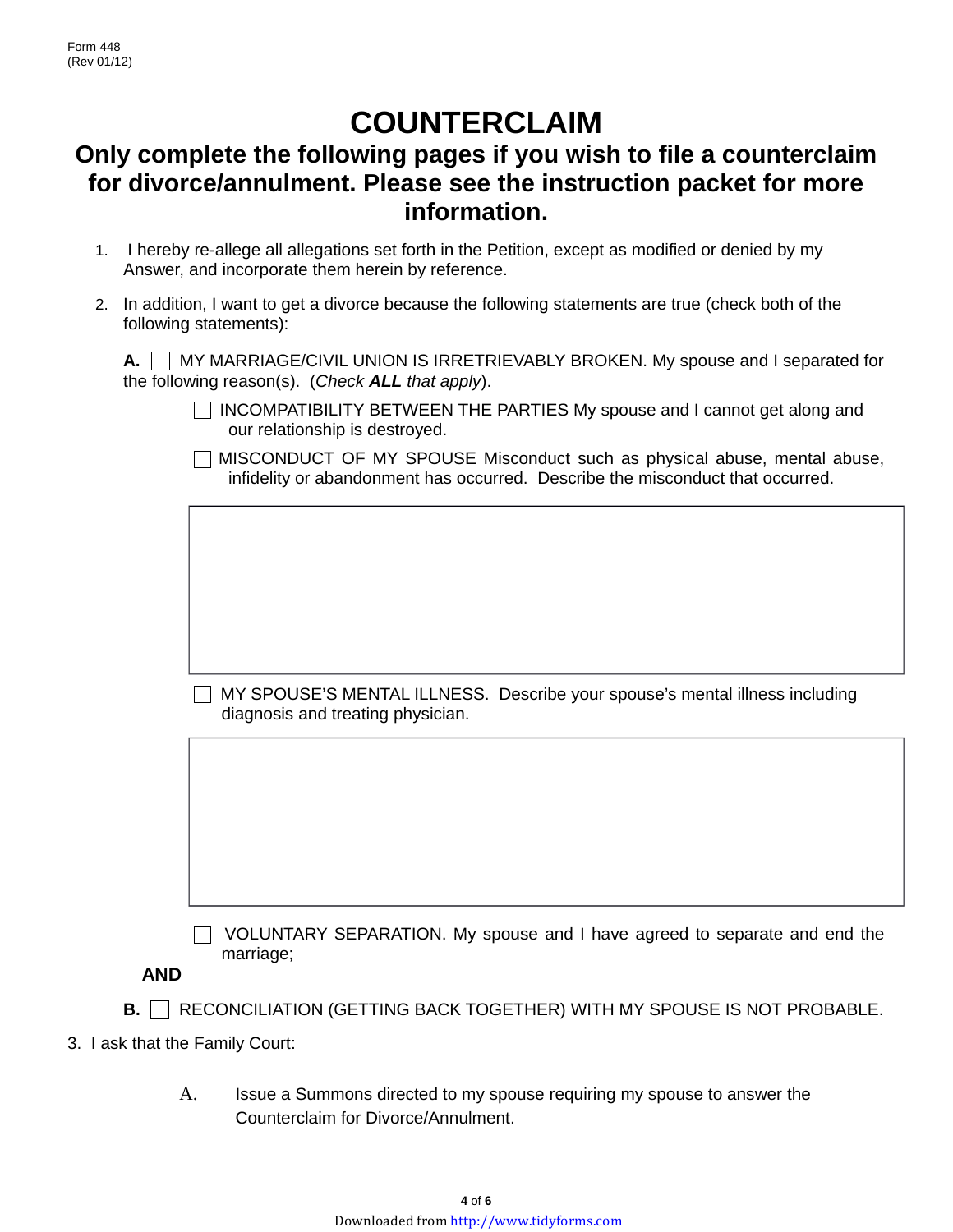Form 448
(Rev 01/12)

# COUNTERCLAIM

## Only complete the following pages if you wish to file a counterclaim for divorce/annulment. Please see the instruction packet for more information.

1. I hereby re-allege all allegations set forth in the Petition, except as modified or denied by my Answer, and incorporate them herein by reference.

2. In addition, I want to get a divorce because the following statements are true (check both of the following statements):

**A.** ☐ MY MARRIAGE/CIVIL UNION IS IRRETRIEVABLY BROKEN. My spouse and I separated for the following reason(s). (*Check **ALL** that apply*).

☐ INCOMPATIBILITY BETWEEN THE PARTIES My spouse and I cannot get along and our relationship is destroyed.

☐ MISCONDUCT OF MY SPOUSE Misconduct such as physical abuse, mental abuse, infidelity or abandonment has occurred. Describe the misconduct that occurred.

| |
|---|
| |

☐ MY SPOUSE'S MENTAL ILLNESS. Describe your spouse's mental illness including diagnosis and treating physician.

| |
|---|
| |

☐ VOLUNTARY SEPARATION. My spouse and I have agreed to separate and end the marriage;

**AND**

**B.** ☐ RECONCILIATION (GETTING BACK TOGETHER) WITH MY SPOUSE IS NOT PROBABLE.

3. I ask that the Family Court:

A. Issue a Summons directed to my spouse requiring my spouse to answer the Counterclaim for Divorce/Annulment.

Downloaded from http://www.tidyforms.com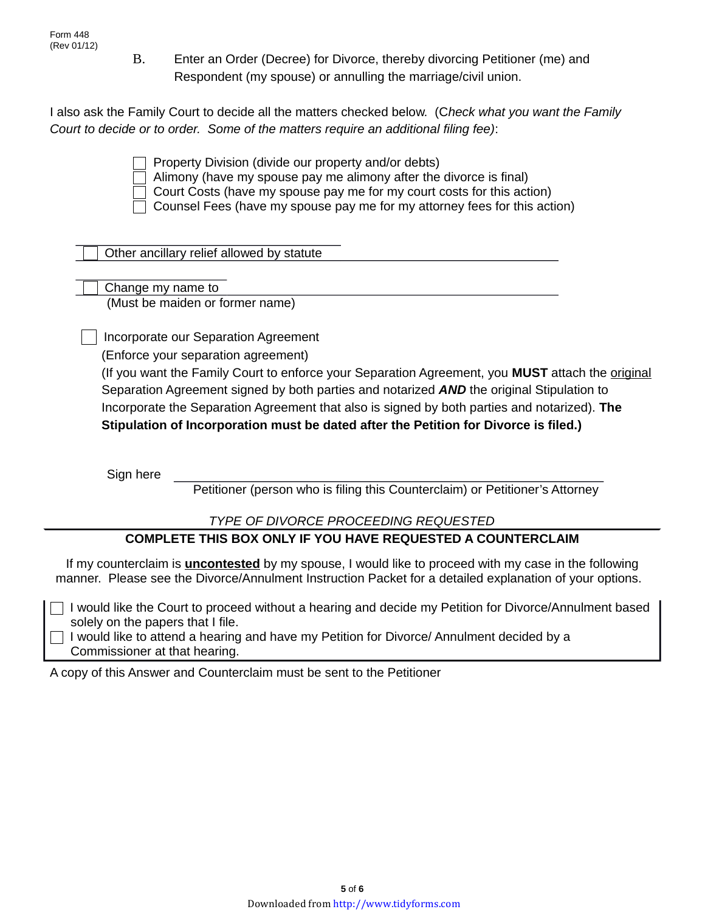B. Enter an Order (Decree) for Divorce, thereby divorcing Petitioner (me) and Respondent (my spouse) or annulling the marriage/civil union.

I also ask the Family Court to decide all the matters checked below. (C*heck what you want the Family Court to decide or to order. Some of the matters require an additional filing fee)*:

- ☐ Property Division (divide our property and/or debts)
- ☐ Alimony (have my spouse pay me alimony after the divorce is final)
- ☐ Court Costs (have my spouse pay me for my court costs for this action)
- ☐ Counsel Fees (have my spouse pay me for my attorney fees for this action)

☐ Other ancillary relief allowed by statute \_\_\_\_\_\_\_\_\_\_\_\_\_\_\_\_\_\_\_\_\_\_\_\_\_\_\_\_\_\_\_\_\_\_\_\_\_\_\_\_

☐ Change my name to \_\_\_\_\_\_\_\_\_\_\_\_\_\_\_\_\_\_\_\_\_\_\_\_\_\_\_\_\_\_\_\_\_\_\_\_\_\_\_\_\_\_\_\_\_\_\_\_\_\_
(Must be maiden or former name)

☐ Incorporate our Separation Agreement
(Enforce your separation agreement)
(If you want the Family Court to enforce your Separation Agreement, you **MUST** attach the original Separation Agreement signed by both parties and notarized ***AND*** the original Stipulation to Incorporate the Separation Agreement that also is signed by both parties and notarized). **The Stipulation of Incorporation must be dated after the Petition for Divorce is filed.)**

Sign here \_\_\_\_\_\_\_\_\_\_\_\_\_\_\_\_\_\_\_\_\_\_\_\_\_\_\_\_\_\_\_\_\_\_\_\_\_\_\_\_\_\_\_\_\_\_\_\_\_\_\_\_\_\_
Petitioner (person who is filing this Counterclaim) or Petitioner's Attorney

*TYPE OF DIVORCE PROCEEDING REQUESTED*

**COMPLETE THIS BOX ONLY IF YOU HAVE REQUESTED A COUNTERCLAIM**

If my counterclaim is **uncontested** by my spouse, I would like to proceed with my case in the following manner. Please see the Divorce/Annulment Instruction Packet for a detailed explanation of your options.

- ☐ I would like the Court to proceed without a hearing and decide my Petition for Divorce/Annulment based solely on the papers that I file.
- ☐ I would like to attend a hearing and have my Petition for Divorce/ Annulment decided by a Commissioner at that hearing.

A copy of this Answer and Counterclaim must be sent to the Petitioner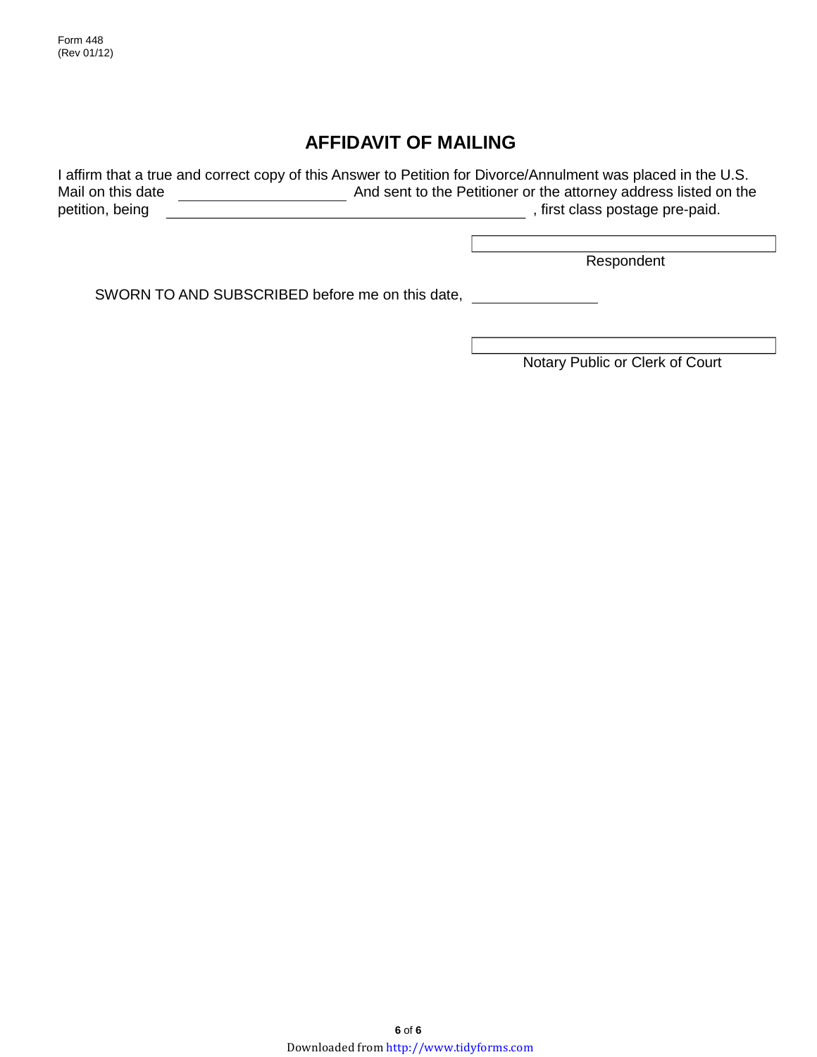Form 448
(Rev 01/12)

## AFFIDAVIT OF MAILING

I affirm that a true and correct copy of this Answer to Petition for Divorce/Annulment was placed in the U.S. Mail on this date \_\_\_\_\_\_\_\_\_\_\_\_\_\_\_\_\_\_\_\_ And sent to the Petitioner or the attorney address listed on the petition, being \_\_\_\_\_\_\_\_\_\_\_\_\_\_\_\_\_\_\_\_\_\_\_\_\_\_\_\_\_\_\_\_\_\_\_\_\_\_\_\_ , first class postage pre-paid.

\_\_\_\_\_\_\_\_\_\_\_\_\_\_\_\_\_\_\_\_\_\_\_\_\_\_\_\_\_\_\_\_\_\_\_\_
Respondent

SWORN TO AND SUBSCRIBED before me on this date, \_\_\_\_\_\_\_\_\_\_\_\_\_\_\_

\_\_\_\_\_\_\_\_\_\_\_\_\_\_\_\_\_\_\_\_\_\_\_\_\_\_\_\_\_\_\_\_\_\_\_\_
Notary Public or Clerk of Court

Downloaded from http://www.tidyforms.com